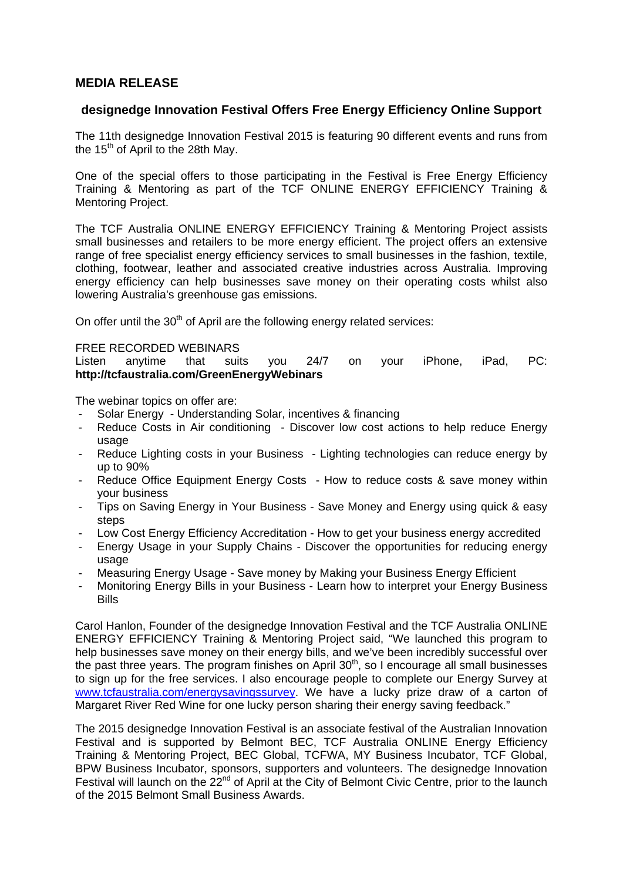# MEDIA RELEASE

## designedge Innovation Festival Offers Free Energy Efficiency Online Support

The 11th designedge Innovation Festival 2015 is featuring 90 different events and runs from the 15th of April to the 28th May.

One of the special offers to those participating in the Festival is Free Energy Efficiency Training & Mentoring as part of the TCF ONLINE ENERGY EFFICIENCY Training & Mentoring Project.

The TCF Australia ONLINE ENERGY EFFICIENCY Training & Mentoring Project assists small businesses and retailers to be more energy efficient. The project offers an extensive range of free specialist energy efficiency services to small businesses in the fashion, textile, clothing, footwear, leather and associated creative industries across Australia. Improving energy efficiency can help businesses save money on their operating costs whilst also lowering Australia's greenhouse gas emissions.

On offer until the 30th of April are the following energy related services:

FREE RECORDED WEBINARS
Listen anytime that suits you 24/7 on your iPhone, iPad, PC: **http://tcfaustralia.com/GreenEnergyWebinars**

The webinar topics on offer are:

- Solar Energy - Understanding Solar, incentives & financing
- Reduce Costs in Air conditioning - Discover low cost actions to help reduce Energy usage
- Reduce Lighting costs in your Business - Lighting technologies can reduce energy by up to 90%
- Reduce Office Equipment Energy Costs - How to reduce costs & save money within your business
- Tips on Saving Energy in Your Business - Save Money and Energy using quick & easy steps
- Low Cost Energy Efficiency Accreditation - How to get your business energy accredited
- Energy Usage in your Supply Chains - Discover the opportunities for reducing energy usage
- Measuring Energy Usage - Save money by Making your Business Energy Efficient
- Monitoring Energy Bills in your Business - Learn how to interpret your Energy Business Bills

Carol Hanlon, Founder of the designedge Innovation Festival and the TCF Australia ONLINE ENERGY EFFICIENCY Training & Mentoring Project said, "We launched this program to help businesses save money on their energy bills, and we've been incredibly successful over the past three years. The program finishes on April 30th, so I encourage all small businesses to sign up for the free services. I also encourage people to complete our Energy Survey at www.tcfaustralia.com/energysavingssurvey. We have a lucky prize draw of a carton of Margaret River Red Wine for one lucky person sharing their energy saving feedback."

The 2015 designedge Innovation Festival is an associate festival of the Australian Innovation Festival and is supported by Belmont BEC, TCF Australia ONLINE Energy Efficiency Training & Mentoring Project, BEC Global, TCFWA, MY Business Incubator, TCF Global, BPW Business Incubator, sponsors, supporters and volunteers. The designedge Innovation Festival will launch on the 22nd of April at the City of Belmont Civic Centre, prior to the launch of the 2015 Belmont Small Business Awards.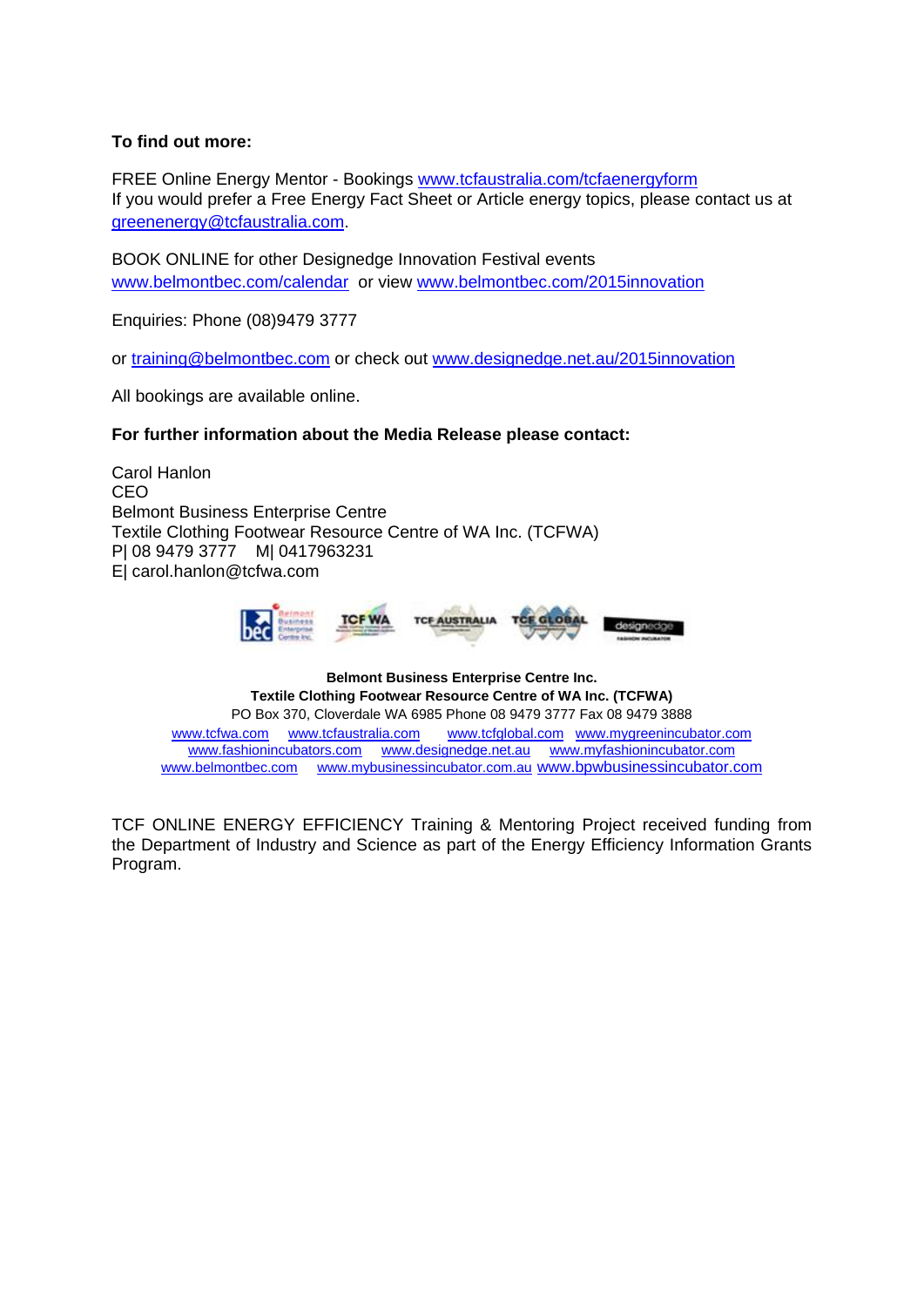**To find out more:**

FREE Online Energy Mentor - Bookings www.tcfaustralia.com/tcfaenergyform
If you would prefer a Free Energy Fact Sheet or Article energy topics, please contact us at greenenergy@tcfaustralia.com.

BOOK ONLINE for other Designedge Innovation Festival events
www.belmontbec.com/calendar or view www.belmontbec.com/2015innovation

Enquiries: Phone (08)9479 3777

or training@belmontbec.com or check out www.designedge.net.au/2015innovation

All bookings are available online.

**For further information about the Media Release please contact:**

Carol Hanlon
CEO
Belmont Business Enterprise Centre
Textile Clothing Footwear Resource Centre of WA Inc. (TCFWA)
P| 08 9479 3777 M| 0417963231
E| carol.hanlon@tcfwa.com

**Belmont Business Enterprise Centre Inc.**
**Textile Clothing Footwear Resource Centre of WA Inc. (TCFWA)**
PO Box 370, Cloverdale WA 6985 Phone 08 9479 3777 Fax 08 9479 3888
www.tcfwa.com www.tcfaustralia.com www.tcfglobal.com www.mygreenincubator.com
www.fashionincubators.com www.designedge.net.au www.myfashionincubator.com
www.belmontbec.com www.mybusinessincubator.com.au www.bpwbusinessincubator.com

TCF ONLINE ENERGY EFFICIENCY Training & Mentoring Project received funding from the Department of Industry and Science as part of the Energy Efficiency Information Grants Program.